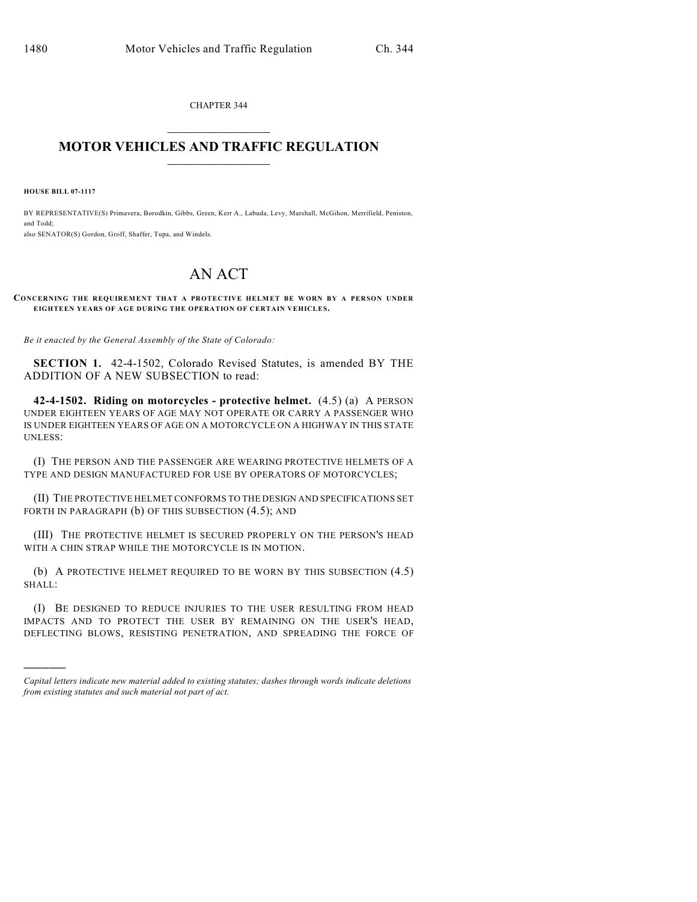CHAPTER 344

## MOTOR VEHICLES AND TRAFFIC REGULATION

**HOUSE BILL 07-1117**

BY REPRESENTATIVE(S) Primavera, Borodkin, Gibbs, Green, Kerr A., Labuda, Levy, Marshall, McGihon, Merrifield, Peniston, and Todd;
also SENATOR(S) Gordon, Groff, Shaffer, Tupa, and Windels.

# AN ACT

**CONCERNING THE REQUIREMENT THAT A PROTECTIVE HELMET BE WORN BY A PERSON UNDER EIGHTEEN YEARS OF AGE DURING THE OPERATION OF CERTAIN VEHICLES.**

*Be it enacted by the General Assembly of the State of Colorado:*

**SECTION 1.** 42-4-1502, Colorado Revised Statutes, is amended BY THE ADDITION OF A NEW SUBSECTION to read:

**42-4-1502. Riding on motorcycles - protective helmet.** (4.5) (a) A PERSON UNDER EIGHTEEN YEARS OF AGE MAY NOT OPERATE OR CARRY A PASSENGER WHO IS UNDER EIGHTEEN YEARS OF AGE ON A MOTORCYCLE ON A HIGHWAY IN THIS STATE UNLESS:

(I) THE PERSON AND THE PASSENGER ARE WEARING PROTECTIVE HELMETS OF A TYPE AND DESIGN MANUFACTURED FOR USE BY OPERATORS OF MOTORCYCLES;

(II) THE PROTECTIVE HELMET CONFORMS TO THE DESIGN AND SPECIFICATIONS SET FORTH IN PARAGRAPH (b) OF THIS SUBSECTION (4.5); AND

(III) THE PROTECTIVE HELMET IS SECURED PROPERLY ON THE PERSON'S HEAD WITH A CHIN STRAP WHILE THE MOTORCYCLE IS IN MOTION.

(b) A PROTECTIVE HELMET REQUIRED TO BE WORN BY THIS SUBSECTION (4.5) SHALL:

(I) BE DESIGNED TO REDUCE INJURIES TO THE USER RESULTING FROM HEAD IMPACTS AND TO PROTECT THE USER BY REMAINING ON THE USER'S HEAD, DEFLECTING BLOWS, RESISTING PENETRATION, AND SPREADING THE FORCE OF

---

*Capital letters indicate new material added to existing statutes; dashes through words indicate deletions from existing statutes and such material not part of act.*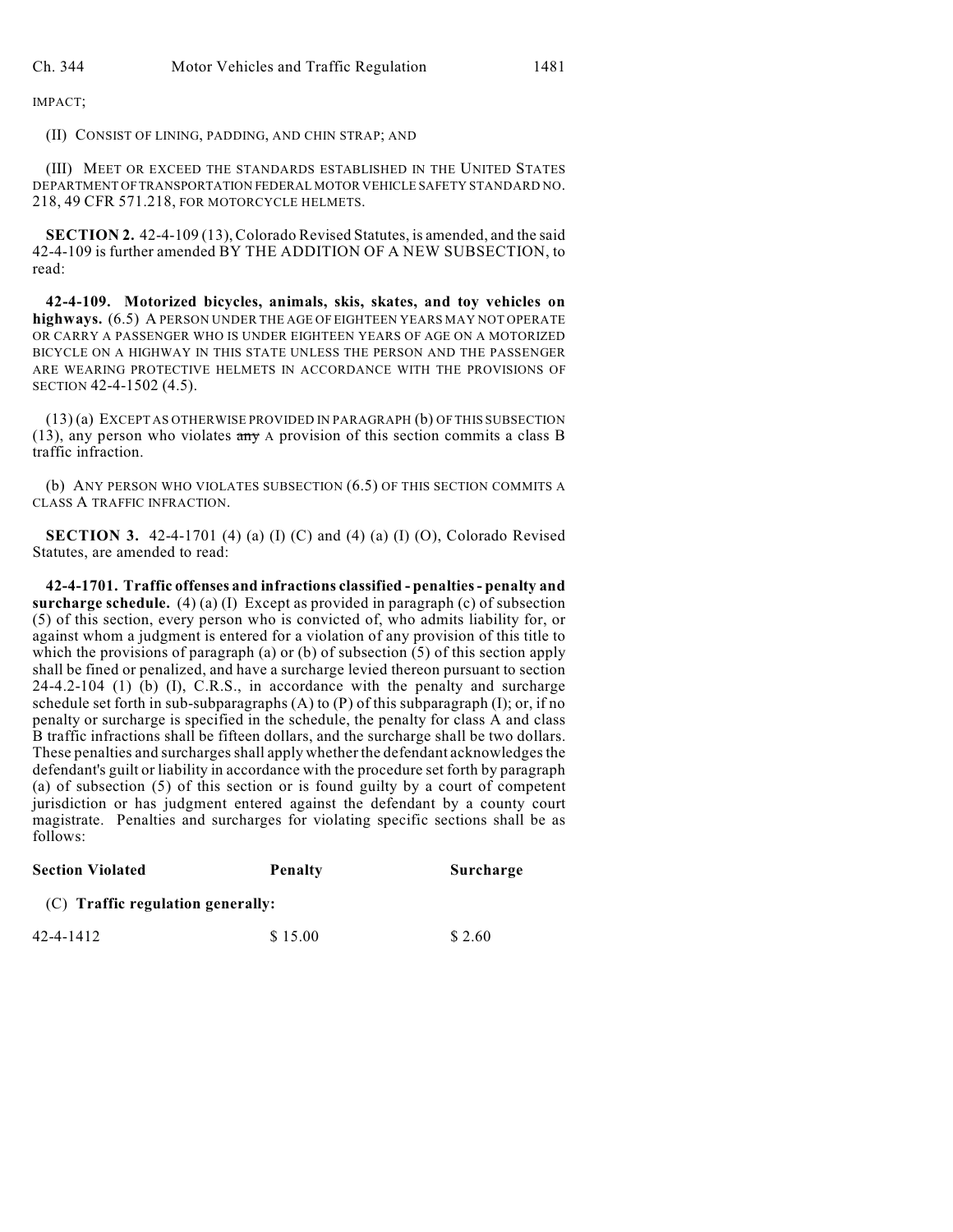IMPACT;

(II) CONSIST OF LINING, PADDING, AND CHIN STRAP; AND

(III) MEET OR EXCEED THE STANDARDS ESTABLISHED IN THE UNITED STATES DEPARTMENT OF TRANSPORTATION FEDERAL MOTOR VEHICLE SAFETY STANDARD NO. 218, 49 CFR 571.218, FOR MOTORCYCLE HELMETS.

**SECTION 2.** 42-4-109 (13), Colorado Revised Statutes, is amended, and the said 42-4-109 is further amended BY THE ADDITION OF A NEW SUBSECTION, to read:

**42-4-109. Motorized bicycles, animals, skis, skates, and toy vehicles on highways.** (6.5) A PERSON UNDER THE AGE OF EIGHTEEN YEARS MAY NOT OPERATE OR CARRY A PASSENGER WHO IS UNDER EIGHTEEN YEARS OF AGE ON A MOTORIZED BICYCLE ON A HIGHWAY IN THIS STATE UNLESS THE PERSON AND THE PASSENGER ARE WEARING PROTECTIVE HELMETS IN ACCORDANCE WITH THE PROVISIONS OF SECTION 42-4-1502 (4.5).

(13) (a) EXCEPT AS OTHERWISE PROVIDED IN PARAGRAPH (b) OF THIS SUBSECTION (13), any person who violates ~~any~~ A provision of this section commits a class B traffic infraction.

(b) ANY PERSON WHO VIOLATES SUBSECTION (6.5) OF THIS SECTION COMMITS A CLASS A TRAFFIC INFRACTION.

**SECTION 3.** 42-4-1701 (4) (a) (I) (C) and (4) (a) (I) (O), Colorado Revised Statutes, are amended to read:

**42-4-1701. Traffic offenses and infractions classified - penalties - penalty and surcharge schedule.** (4) (a) (I) Except as provided in paragraph (c) of subsection (5) of this section, every person who is convicted of, who admits liability for, or against whom a judgment is entered for a violation of any provision of this title to which the provisions of paragraph (a) or (b) of subsection (5) of this section apply shall be fined or penalized, and have a surcharge levied thereon pursuant to section 24-4.2-104 (1) (b) (I), C.R.S., in accordance with the penalty and surcharge schedule set forth in sub-subparagraphs (A) to (P) of this subparagraph (I); or, if no penalty or surcharge is specified in the schedule, the penalty for class A and class B traffic infractions shall be fifteen dollars, and the surcharge shall be two dollars. These penalties and surcharges shall apply whether the defendant acknowledges the defendant's guilt or liability in accordance with the procedure set forth by paragraph (a) of subsection (5) of this section or is found guilty by a court of competent jurisdiction or has judgment entered against the defendant by a county court magistrate. Penalties and surcharges for violating specific sections shall be as follows:

| Section Violated | Penalty | Surcharge |
|---|---|---|
| (C) **Traffic regulation generally:** | | |
| 42-4-1412 | $ 15.00 | $ 2.60 |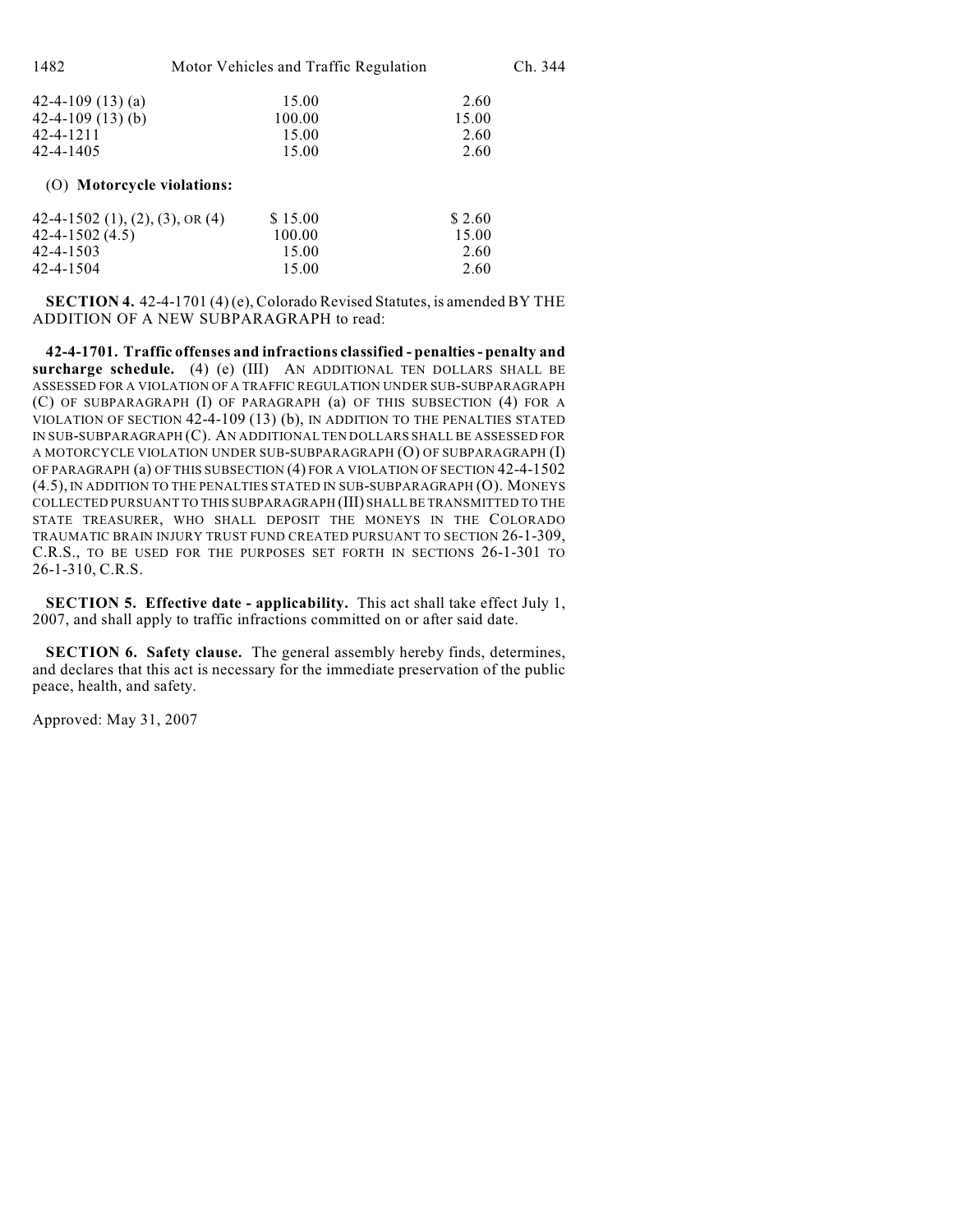| | | |
|---|---|---|
| 42-4-109 (13) (a) | 15.00 | 2.60 |
| 42-4-109 (13) (b) | 100.00 | 15.00 |
| 42-4-1211 | 15.00 | 2.60 |
| 42-4-1405 | 15.00 | 2.60 |

(O) **Motorcycle violations:**

| | | |
|---|---|---|
| 42-4-1502 (1), (2), (3), OR (4) | $ 15.00 | $ 2.60 |
| 42-4-1502 (4.5) | 100.00 | 15.00 |
| 42-4-1503 | 15.00 | 2.60 |
| 42-4-1504 | 15.00 | 2.60 |

**SECTION 4.** 42-4-1701 (4) (e), Colorado Revised Statutes, is amended BY THE ADDITION OF A NEW SUBPARAGRAPH to read:

**42-4-1701. Traffic offenses and infractions classified - penalties - penalty and surcharge schedule.** (4) (e) (III) AN ADDITIONAL TEN DOLLARS SHALL BE ASSESSED FOR A VIOLATION OF A TRAFFIC REGULATION UNDER SUB-SUBPARAGRAPH (C) OF SUBPARAGRAPH (I) OF PARAGRAPH (a) OF THIS SUBSECTION (4) FOR A VIOLATION OF SECTION 42-4-109 (13) (b), IN ADDITION TO THE PENALTIES STATED IN SUB-SUBPARAGRAPH (C). AN ADDITIONAL TEN DOLLARS SHALL BE ASSESSED FOR A MOTORCYCLE VIOLATION UNDER SUB-SUBPARAGRAPH (O) OF SUBPARAGRAPH (I) OF PARAGRAPH (a) OF THIS SUBSECTION (4) FOR A VIOLATION OF SECTION 42-4-1502 (4.5), IN ADDITION TO THE PENALTIES STATED IN SUB-SUBPARAGRAPH (O). MONEYS COLLECTED PURSUANT TO THIS SUBPARAGRAPH (III) SHALL BE TRANSMITTED TO THE STATE TREASURER, WHO SHALL DEPOSIT THE MONEYS IN THE COLORADO TRAUMATIC BRAIN INJURY TRUST FUND CREATED PURSUANT TO SECTION 26-1-309, C.R.S., TO BE USED FOR THE PURPOSES SET FORTH IN SECTIONS 26-1-301 TO 26-1-310, C.R.S.

**SECTION 5. Effective date - applicability.** This act shall take effect July 1, 2007, and shall apply to traffic infractions committed on or after said date.

**SECTION 6. Safety clause.** The general assembly hereby finds, determines, and declares that this act is necessary for the immediate preservation of the public peace, health, and safety.

Approved: May 31, 2007